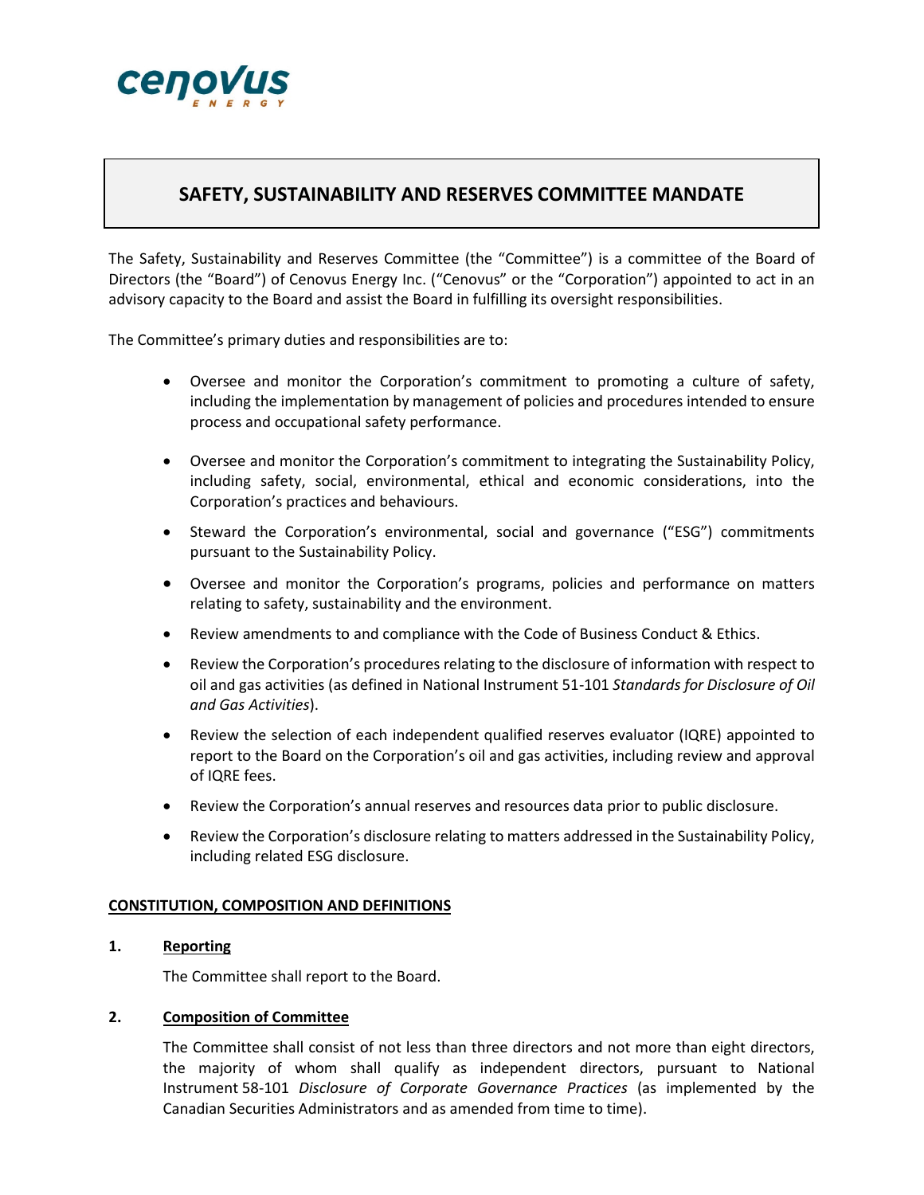# SAFETY, SUSTAINABILITY AND RESERVES COMMITTEE MANDATE

The Safety, Sustainability and Reserves Committee (the "Committee") is a committee of the Board of Directors (the "Board") of Cenovus Energy Inc. ("Cenovus" or the "Corporation") appointed to act in an advisory capacity to the Board and assist the Board in fulfilling its oversight responsibilities.

The Committee's primary duties and responsibilities are to:

- Oversee and monitor the Corporation's commitment to promoting a culture of safety, including the implementation by management of policies and procedures intended to ensure process and occupational safety performance.
- Oversee and monitor the Corporation's commitment to integrating the Sustainability Policy, including safety, social, environmental, ethical and economic considerations, into the Corporation's practices and behaviours.
- Steward the Corporation's environmental, social and governance ("ESG") commitments pursuant to the Sustainability Policy.
- Oversee and monitor the Corporation's programs, policies and performance on matters relating to safety, sustainability and the environment.
- Review amendments to and compliance with the Code of Business Conduct & Ethics.
- Review the Corporation's procedures relating to the disclosure of information with respect to oil and gas activities (as defined in National Instrument 51-101 *Standards for Disclosure of Oil and Gas Activities*).
- Review the selection of each independent qualified reserves evaluator (IQRE) appointed to report to the Board on the Corporation's oil and gas activities, including review and approval of IQRE fees.
- Review the Corporation's annual reserves and resources data prior to public disclosure.
- Review the Corporation's disclosure relating to matters addressed in the Sustainability Policy, including related ESG disclosure.

## CONSTITUTION, COMPOSITION AND DEFINITIONS

### 1. Reporting

The Committee shall report to the Board.

### 2. Composition of Committee

The Committee shall consist of not less than three directors and not more than eight directors, the majority of whom shall qualify as independent directors, pursuant to National Instrument 58-101 *Disclosure of Corporate Governance Practices* (as implemented by the Canadian Securities Administrators and as amended from time to time).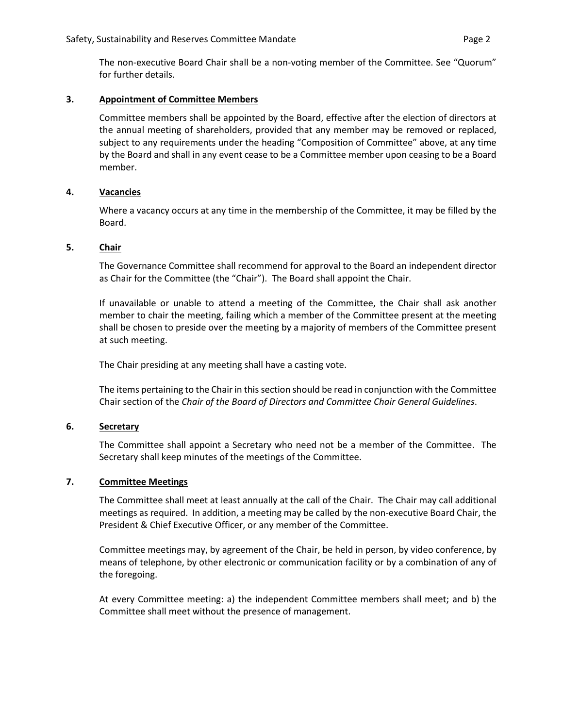The non-executive Board Chair shall be a non-voting member of the Committee. See "Quorum" for further details.

### 3. Appointment of Committee Members

Committee members shall be appointed by the Board, effective after the election of directors at the annual meeting of shareholders, provided that any member may be removed or replaced, subject to any requirements under the heading "Composition of Committee" above, at any time by the Board and shall in any event cease to be a Committee member upon ceasing to be a Board member.

### 4. Vacancies

Where a vacancy occurs at any time in the membership of the Committee, it may be filled by the Board.

### 5. Chair

The Governance Committee shall recommend for approval to the Board an independent director as Chair for the Committee (the "Chair"). The Board shall appoint the Chair.

If unavailable or unable to attend a meeting of the Committee, the Chair shall ask another member to chair the meeting, failing which a member of the Committee present at the meeting shall be chosen to preside over the meeting by a majority of members of the Committee present at such meeting.

The Chair presiding at any meeting shall have a casting vote.

The items pertaining to the Chair in this section should be read in conjunction with the Committee Chair section of the *Chair of the Board of Directors and Committee Chair General Guidelines*.

### 6. Secretary

The Committee shall appoint a Secretary who need not be a member of the Committee. The Secretary shall keep minutes of the meetings of the Committee.

### 7. Committee Meetings

The Committee shall meet at least annually at the call of the Chair. The Chair may call additional meetings as required. In addition, a meeting may be called by the non-executive Board Chair, the President & Chief Executive Officer, or any member of the Committee.

Committee meetings may, by agreement of the Chair, be held in person, by video conference, by means of telephone, by other electronic or communication facility or by a combination of any of the foregoing.

At every Committee meeting: a) the independent Committee members shall meet; and b) the Committee shall meet without the presence of management.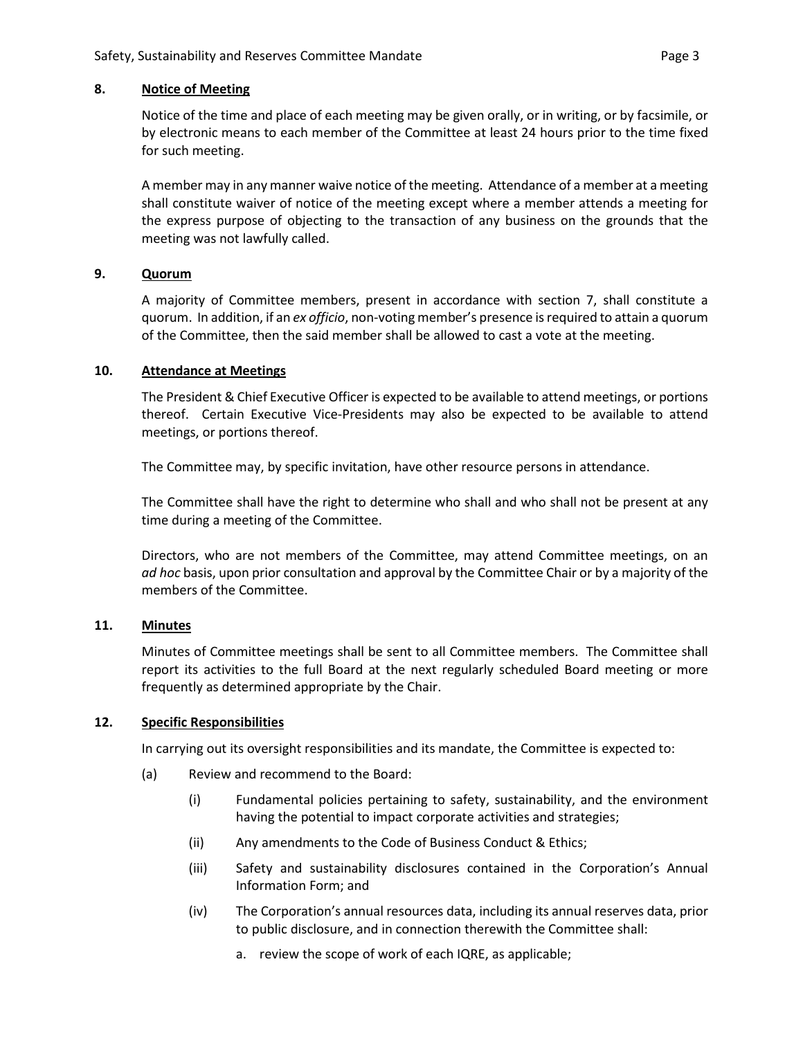## 8. Notice of Meeting

Notice of the time and place of each meeting may be given orally, or in writing, or by facsimile, or by electronic means to each member of the Committee at least 24 hours prior to the time fixed for such meeting.

A member may in any manner waive notice of the meeting. Attendance of a member at a meeting shall constitute waiver of notice of the meeting except where a member attends a meeting for the express purpose of objecting to the transaction of any business on the grounds that the meeting was not lawfully called.

## 9. Quorum

A majority of Committee members, present in accordance with section 7, shall constitute a quorum. In addition, if an *ex officio*, non-voting member's presence is required to attain a quorum of the Committee, then the said member shall be allowed to cast a vote at the meeting.

## 10. Attendance at Meetings

The President & Chief Executive Officer is expected to be available to attend meetings, or portions thereof. Certain Executive Vice-Presidents may also be expected to be available to attend meetings, or portions thereof.

The Committee may, by specific invitation, have other resource persons in attendance.

The Committee shall have the right to determine who shall and who shall not be present at any time during a meeting of the Committee.

Directors, who are not members of the Committee, may attend Committee meetings, on an *ad hoc* basis, upon prior consultation and approval by the Committee Chair or by a majority of the members of the Committee.

## 11. Minutes

Minutes of Committee meetings shall be sent to all Committee members. The Committee shall report its activities to the full Board at the next regularly scheduled Board meeting or more frequently as determined appropriate by the Chair.

## 12. Specific Responsibilities

In carrying out its oversight responsibilities and its mandate, the Committee is expected to:

(a) Review and recommend to the Board:

- (i) Fundamental policies pertaining to safety, sustainability, and the environment having the potential to impact corporate activities and strategies;
- (ii) Any amendments to the Code of Business Conduct & Ethics;
- (iii) Safety and sustainability disclosures contained in the Corporation's Annual Information Form; and
- (iv) The Corporation's annual resources data, including its annual reserves data, prior to public disclosure, and in connection therewith the Committee shall:
  - a. review the scope of work of each IQRE, as applicable;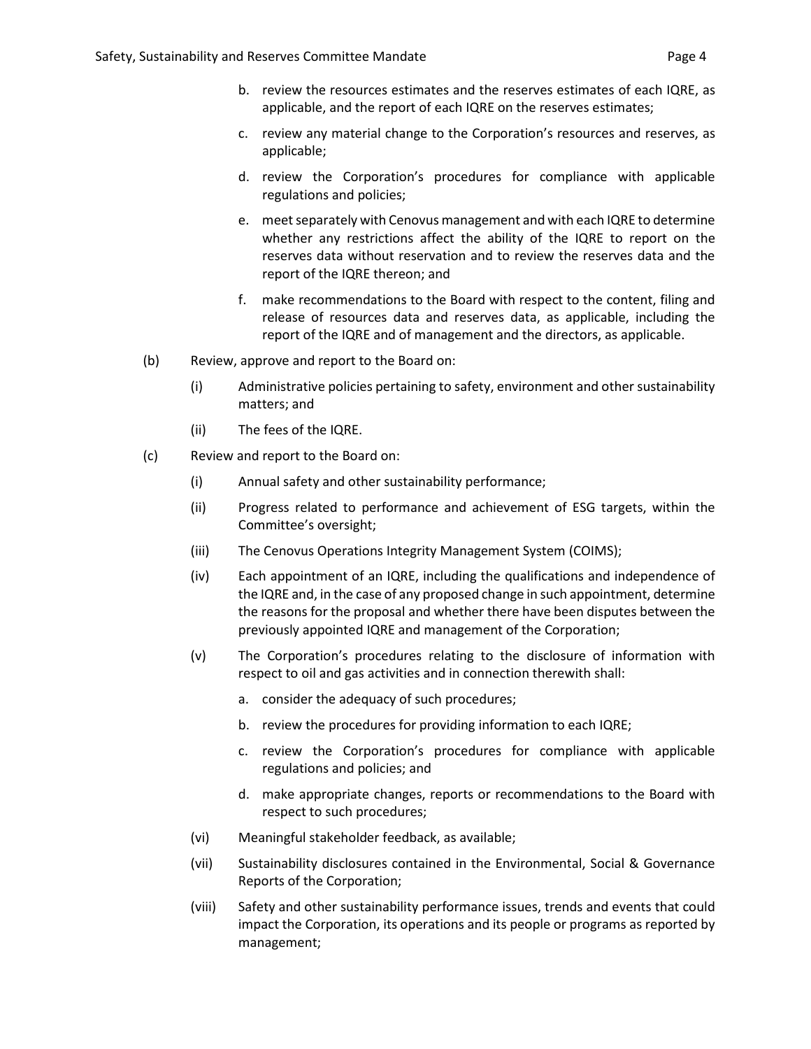b. review the resources estimates and the reserves estimates of each IQRE, as applicable, and the report of each IQRE on the reserves estimates;

c. review any material change to the Corporation's resources and reserves, as applicable;

d. review the Corporation's procedures for compliance with applicable regulations and policies;

e. meet separately with Cenovus management and with each IQRE to determine whether any restrictions affect the ability of the IQRE to report on the reserves data without reservation and to review the reserves data and the report of the IQRE thereon; and

f. make recommendations to the Board with respect to the content, filing and release of resources data and reserves data, as applicable, including the report of the IQRE and of management and the directors, as applicable.

(b) Review, approve and report to the Board on:

(i) Administrative policies pertaining to safety, environment and other sustainability matters; and

(ii) The fees of the IQRE.

(c) Review and report to the Board on:

(i) Annual safety and other sustainability performance;

(ii) Progress related to performance and achievement of ESG targets, within the Committee's oversight;

(iii) The Cenovus Operations Integrity Management System (COIMS);

(iv) Each appointment of an IQRE, including the qualifications and independence of the IQRE and, in the case of any proposed change in such appointment, determine the reasons for the proposal and whether there have been disputes between the previously appointed IQRE and management of the Corporation;

(v) The Corporation's procedures relating to the disclosure of information with respect to oil and gas activities and in connection therewith shall:

a. consider the adequacy of such procedures;

b. review the procedures for providing information to each IQRE;

c. review the Corporation's procedures for compliance with applicable regulations and policies; and

d. make appropriate changes, reports or recommendations to the Board with respect to such procedures;

(vi) Meaningful stakeholder feedback, as available;

(vii) Sustainability disclosures contained in the Environmental, Social & Governance Reports of the Corporation;

(viii) Safety and other sustainability performance issues, trends and events that could impact the Corporation, its operations and its people or programs as reported by management;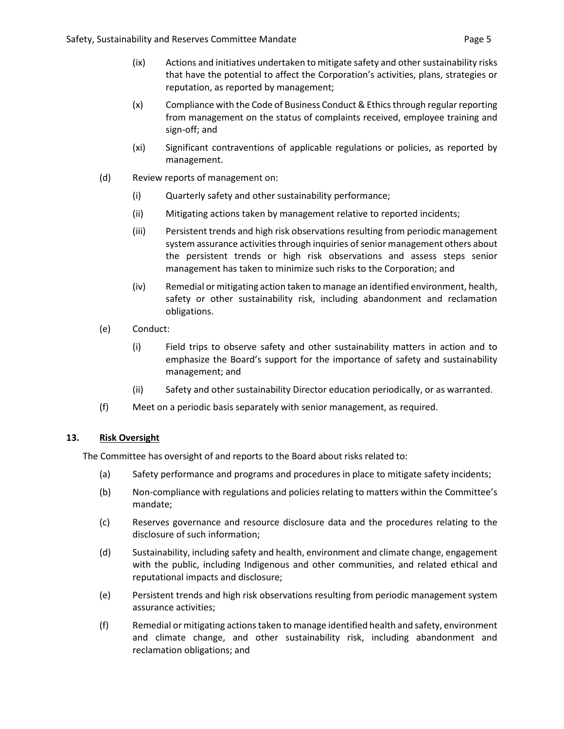(ix) Actions and initiatives undertaken to mitigate safety and other sustainability risks that have the potential to affect the Corporation's activities, plans, strategies or reputation, as reported by management;

(x) Compliance with the Code of Business Conduct & Ethics through regular reporting from management on the status of complaints received, employee training and sign-off; and

(xi) Significant contraventions of applicable regulations or policies, as reported by management.

(d) Review reports of management on:

(i) Quarterly safety and other sustainability performance;

(ii) Mitigating actions taken by management relative to reported incidents;

(iii) Persistent trends and high risk observations resulting from periodic management system assurance activities through inquiries of senior management others about the persistent trends or high risk observations and assess steps senior management has taken to minimize such risks to the Corporation; and

(iv) Remedial or mitigating action taken to manage an identified environment, health, safety or other sustainability risk, including abandonment and reclamation obligations.

(e) Conduct:

(i) Field trips to observe safety and other sustainability matters in action and to emphasize the Board's support for the importance of safety and sustainability management; and

(ii) Safety and other sustainability Director education periodically, or as warranted.

(f) Meet on a periodic basis separately with senior management, as required.

**13. <u>Risk Oversight</u>**

The Committee has oversight of and reports to the Board about risks related to:

(a) Safety performance and programs and procedures in place to mitigate safety incidents;

(b) Non-compliance with regulations and policies relating to matters within the Committee's mandate;

(c) Reserves governance and resource disclosure data and the procedures relating to the disclosure of such information;

(d) Sustainability, including safety and health, environment and climate change, engagement with the public, including Indigenous and other communities, and related ethical and reputational impacts and disclosure;

(e) Persistent trends and high risk observations resulting from periodic management system assurance activities;

(f) Remedial or mitigating actions taken to manage identified health and safety, environment and climate change, and other sustainability risk, including abandonment and reclamation obligations; and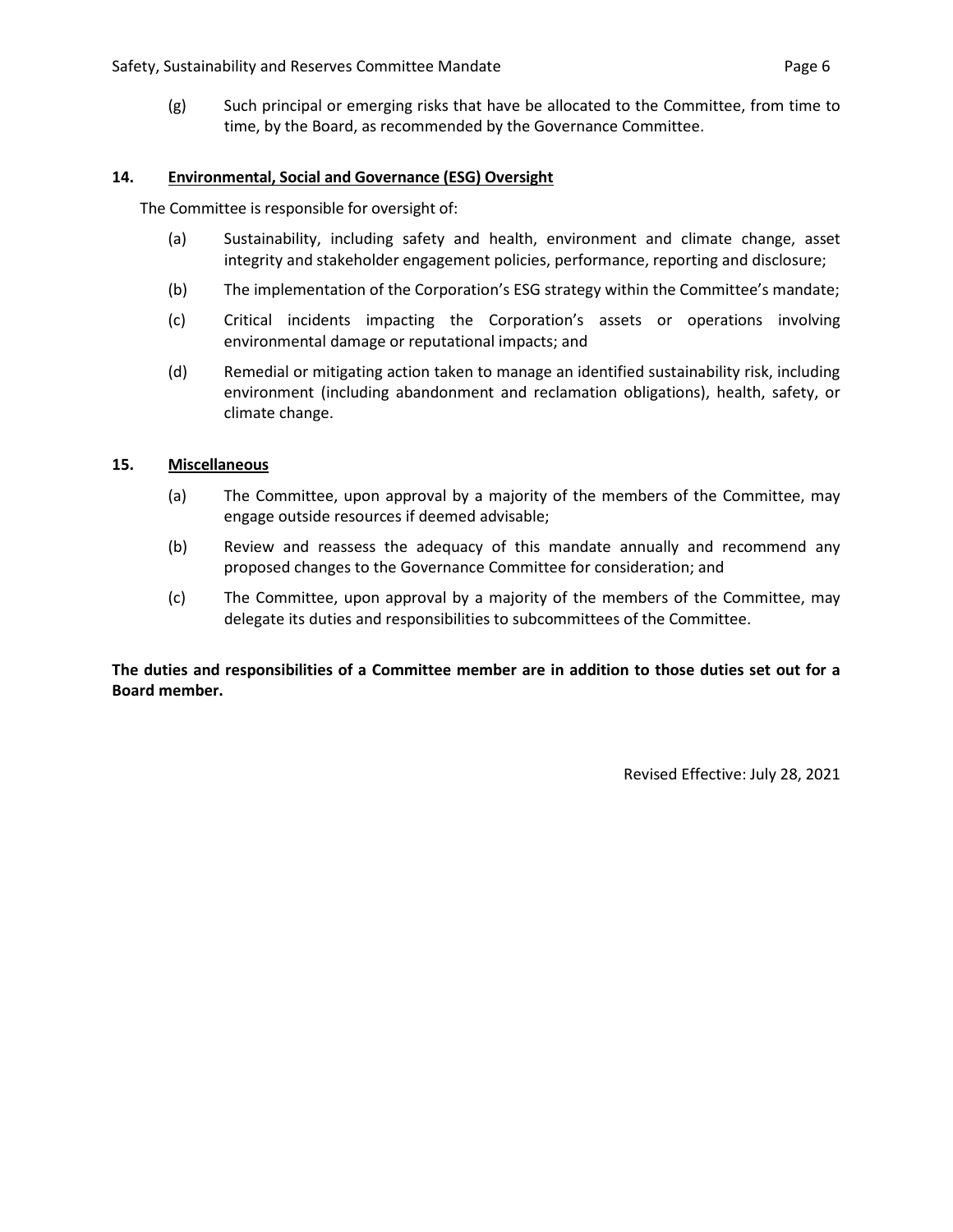(g) Such principal or emerging risks that have be allocated to the Committee, from time to time, by the Board, as recommended by the Governance Committee.

## 14. Environmental, Social and Governance (ESG) Oversight

The Committee is responsible for oversight of:

(a) Sustainability, including safety and health, environment and climate change, asset integrity and stakeholder engagement policies, performance, reporting and disclosure;

(b) The implementation of the Corporation's ESG strategy within the Committee's mandate;

(c) Critical incidents impacting the Corporation's assets or operations involving environmental damage or reputational impacts; and

(d) Remedial or mitigating action taken to manage an identified sustainability risk, including environment (including abandonment and reclamation obligations), health, safety, or climate change.

## 15. Miscellaneous

(a) The Committee, upon approval by a majority of the members of the Committee, may engage outside resources if deemed advisable;

(b) Review and reassess the adequacy of this mandate annually and recommend any proposed changes to the Governance Committee for consideration; and

(c) The Committee, upon approval by a majority of the members of the Committee, may delegate its duties and responsibilities to subcommittees of the Committee.

**The duties and responsibilities of a Committee member are in addition to those duties set out for a Board member.**

Revised Effective: July 28, 2021